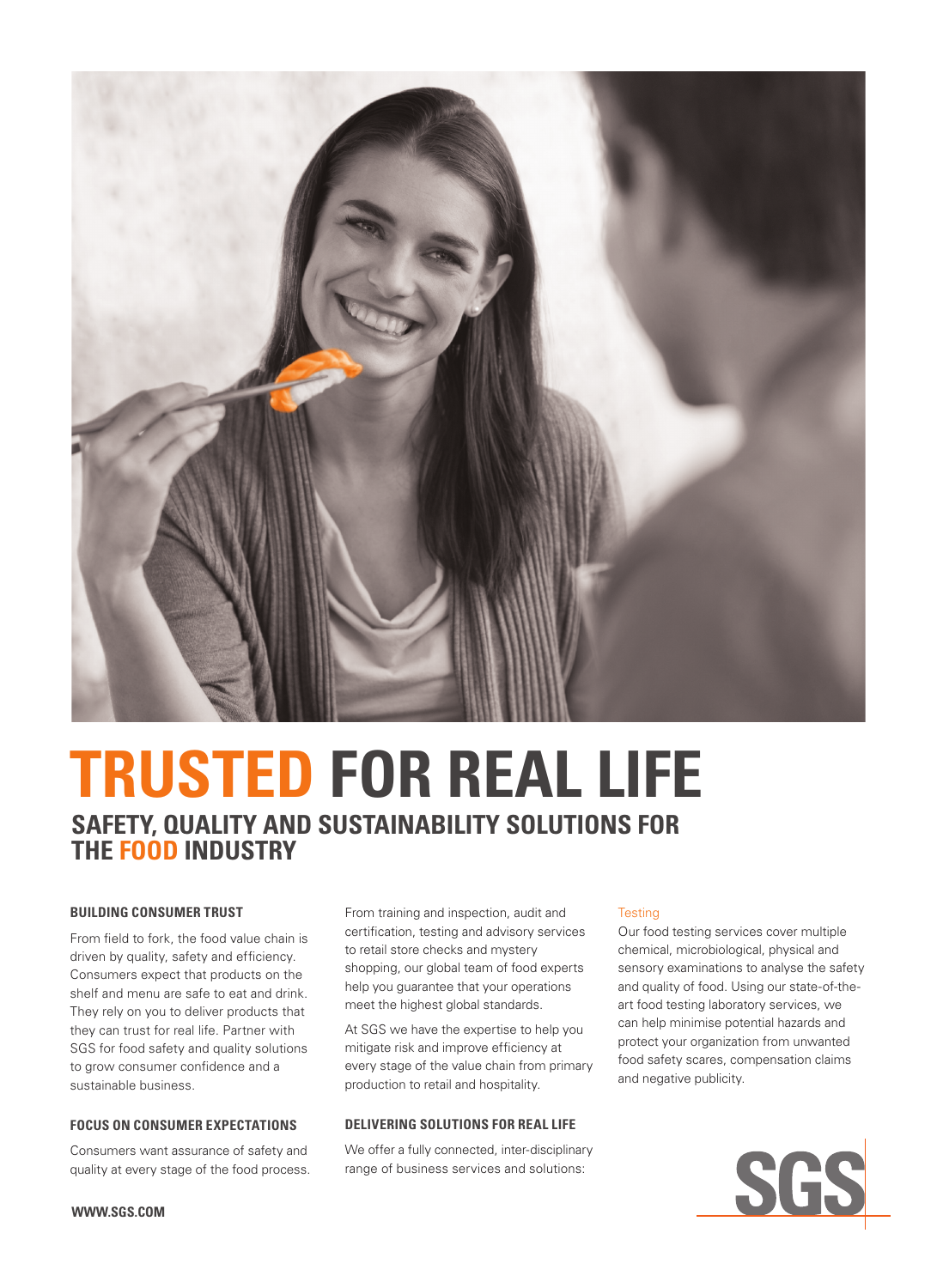# TRUSTED FOR REAL LIFE

## SAFETY, QUALITY AND SUSTAINABILITY SOLUTIONS FOR THE FOOD INDUSTRY

### BUILDING CONSUMER TRUST

From field to fork, the food value chain is driven by quality, safety and efficiency. Consumers expect that products on the shelf and menu are safe to eat and drink. They rely on you to deliver products that they can trust for real life. Partner with SGS for food safety and quality solutions to grow consumer confidence and a sustainable business.

### FOCUS ON CONSUMER EXPECTATIONS

Consumers want assurance of safety and quality at every stage of the food process. From training and inspection, audit and certification, testing and advisory services to retail store checks and mystery shopping, our global team of food experts help you guarantee that your operations meet the highest global standards.

At SGS we have the expertise to help you mitigate risk and improve efficiency at every stage of the value chain from primary production to retail and hospitality.

### DELIVERING SOLUTIONS FOR REAL LIFE

We offer a fully connected, inter-disciplinary range of business services and solutions:

#### Testing

Our food testing services cover multiple chemical, microbiological, physical and sensory examinations to analyse the safety and quality of food. Using our state-of-the-art food testing laboratory services, we can help minimise potential hazards and protect your organization from unwanted food safety scares, compensation claims and negative publicity.

WWW.SGS.COM

SGS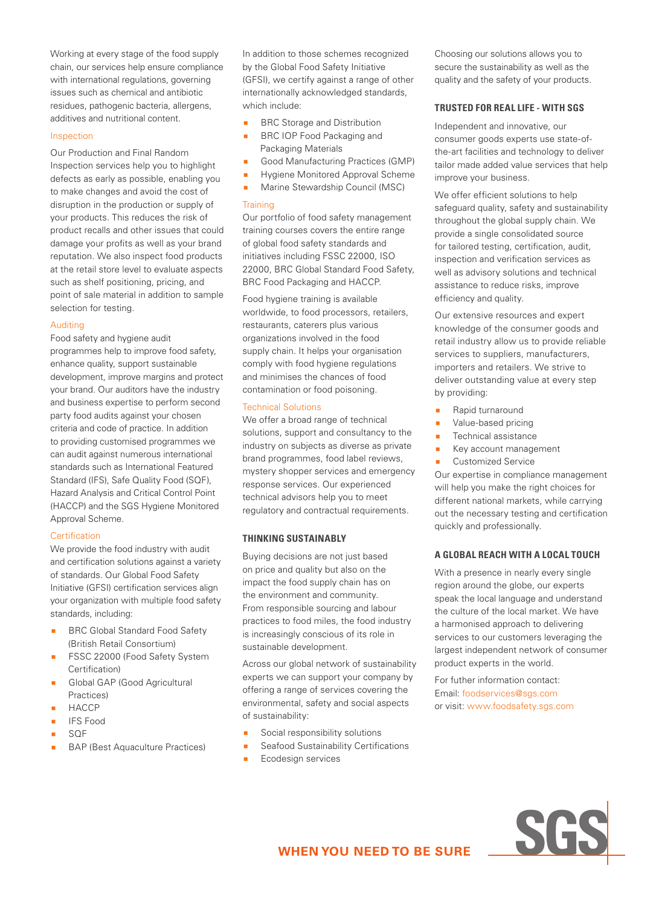Working at every stage of the food supply chain, our services help ensure compliance with international regulations, governing issues such as chemical and antibiotic residues, pathogenic bacteria, allergens, additives and nutritional content.

### Inspection

Our Production and Final Random Inspection services help you to highlight defects as early as possible, enabling you to make changes and avoid the cost of disruption in the production or supply of your products. This reduces the risk of product recalls and other issues that could damage your profits as well as your brand reputation. We also inspect food products at the retail store level to evaluate aspects such as shelf positioning, pricing, and point of sale material in addition to sample selection for testing.

### Auditing

Food safety and hygiene audit programmes help to improve food safety, enhance quality, support sustainable development, improve margins and protect your brand. Our auditors have the industry and business expertise to perform second party food audits against your chosen criteria and code of practice. In addition to providing customised programmes we can audit against numerous international standards such as International Featured Standard (IFS), Safe Quality Food (SQF), Hazard Analysis and Critical Control Point (HACCP) and the SGS Hygiene Monitored Approval Scheme.

### Certification

We provide the food industry with audit and certification solutions against a variety of standards. Our Global Food Safety Initiative (GFSI) certification services align your organization with multiple food safety standards, including:

- BRC Global Standard Food Safety (British Retail Consortium)
- FSSC 22000 (Food Safety System Certification)
- Global GAP (Good Agricultural Practices)
- HACCP
- IFS Food
- SQF
- BAP (Best Aquaculture Practices)

In addition to those schemes recognized by the Global Food Safety Initiative (GFSI), we certify against a range of other internationally acknowledged standards, which include:

- BRC Storage and Distribution
- BRC IOP Food Packaging and Packaging Materials
- Good Manufacturing Practices (GMP)
- Hygiene Monitored Approval Scheme
- Marine Stewardship Council (MSC)

### Training

Our portfolio of food safety management training courses covers the entire range of global food safety standards and initiatives including FSSC 22000, ISO 22000, BRC Global Standard Food Safety, BRC Food Packaging and HACCP.

Food hygiene training is available worldwide, to food processors, retailers, restaurants, caterers plus various organizations involved in the food supply chain. It helps your organisation comply with food hygiene regulations and minimises the chances of food contamination or food poisoning.

### Technical Solutions

We offer a broad range of technical solutions, support and consultancy to the industry on subjects as diverse as private brand programmes, food label reviews, mystery shopper services and emergency response services. Our experienced technical advisors help you to meet regulatory and contractual requirements.

## THINKING SUSTAINABLY

Buying decisions are not just based on price and quality but also on the impact the food supply chain has on the environment and community. From responsible sourcing and labour practices to food miles, the food industry is increasingly conscious of its role in sustainable development.

Across our global network of sustainability experts we can support your company by offering a range of services covering the environmental, safety and social aspects of sustainability:

- Social responsibility solutions
- Seafood Sustainability Certifications
- Ecodesign services

Choosing our solutions allows you to secure the sustainability as well as the quality and the safety of your products.

## TRUSTED FOR REAL LIFE - WITH SGS

Independent and innovative, our consumer goods experts use state-of-the-art facilities and technology to deliver tailor made added value services that help improve your business.

We offer efficient solutions to help safeguard quality, safety and sustainability throughout the global supply chain. We provide a single consolidated source for tailored testing, certification, audit, inspection and verification services as well as advisory solutions and technical assistance to reduce risks, improve efficiency and quality.

Our extensive resources and expert knowledge of the consumer goods and retail industry allow us to provide reliable services to suppliers, manufacturers, importers and retailers. We strive to deliver outstanding value at every step by providing:

- Rapid turnaround
- Value-based pricing
- Technical assistance
- Key account management
- Customized Service

Our expertise in compliance management will help you make the right choices for different national markets, while carrying out the necessary testing and certification quickly and professionally.

## A GLOBAL REACH WITH A LOCAL TOUCH

With a presence in nearly every single region around the globe, our experts speak the local language and understand the culture of the local market. We have a harmonised approach to delivering services to our customers leveraging the largest independent network of consumer product experts in the world.

For futher information contact:
Email: foodservices@sgs.com
or visit: www.foodsafety.sgs.com

WHEN YOU NEED TO BE SURE

SGS